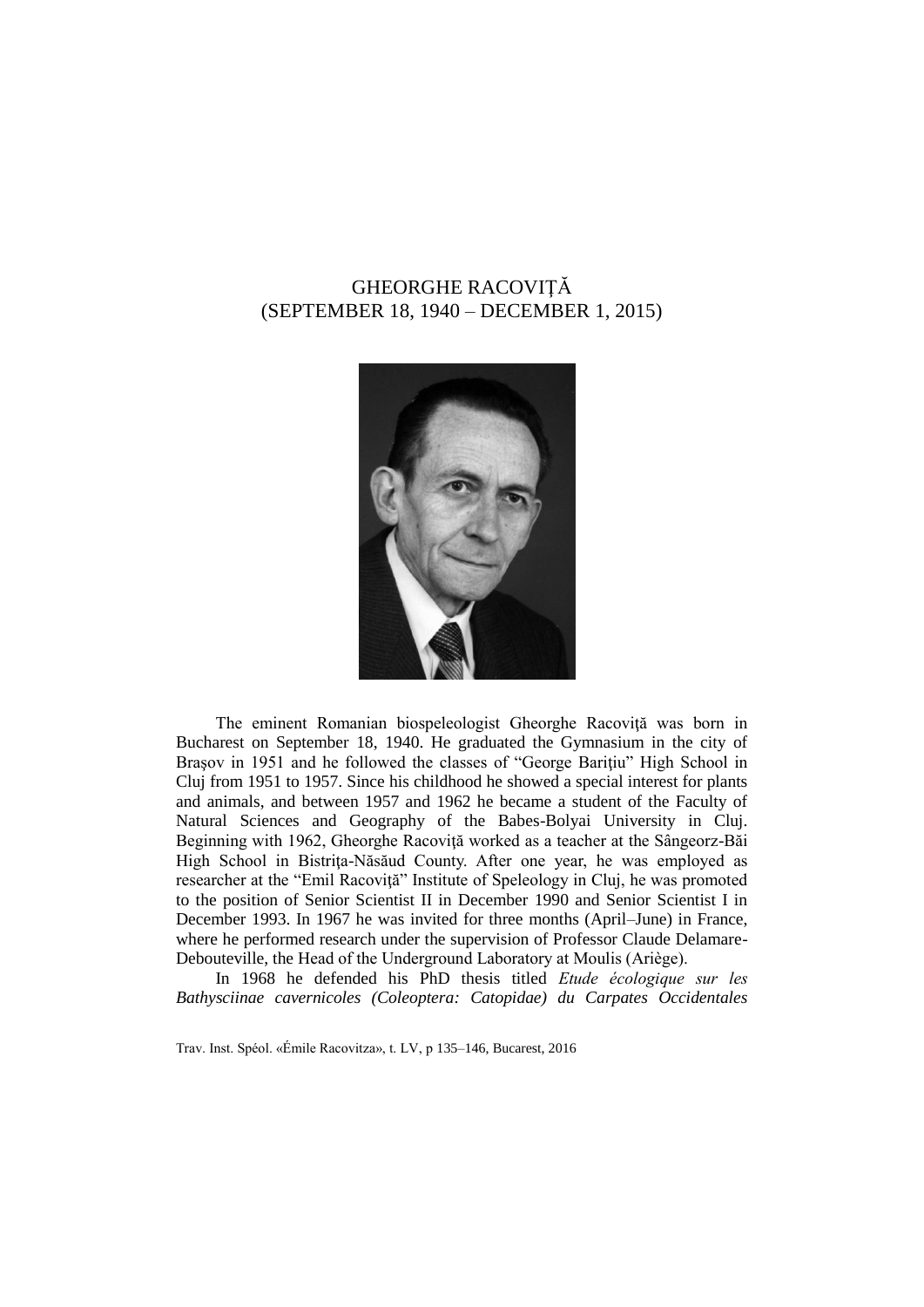# GHEORGHE RACOVIŢĂ
## (SEPTEMBER 18, 1940 – DECEMBER 1, 2015)

The eminent Romanian biospeleologist Gheorghe Racoviţă was born in Bucharest on September 18, 1940. He graduated the Gymnasium in the city of Braşov in 1951 and he followed the classes of "George Bariţiu" High School in Cluj from 1951 to 1957. Since his childhood he showed a special interest for plants and animals, and between 1957 and 1962 he became a student of the Faculty of Natural Sciences and Geography of the Babes-Bolyai University in Cluj. Beginning with 1962, Gheorghe Racoviţă worked as a teacher at the Sângeorz-Băi High School in Bistriţa-Năsăud County. After one year, he was employed as researcher at the "Emil Racoviţă" Institute of Speleology in Cluj, he was promoted to the position of Senior Scientist II in December 1990 and Senior Scientist I in December 1993. In 1967 he was invited for three months (April–June) in France, where he performed research under the supervision of Professor Claude Delamare-Debouteville, the Head of the Underground Laboratory at Moulis (Ariège).

In 1968 he defended his PhD thesis titled *Etude écologique sur les Bathysciinae cavernicoles (Coleoptera: Catopidae) du Carpates Occidentales*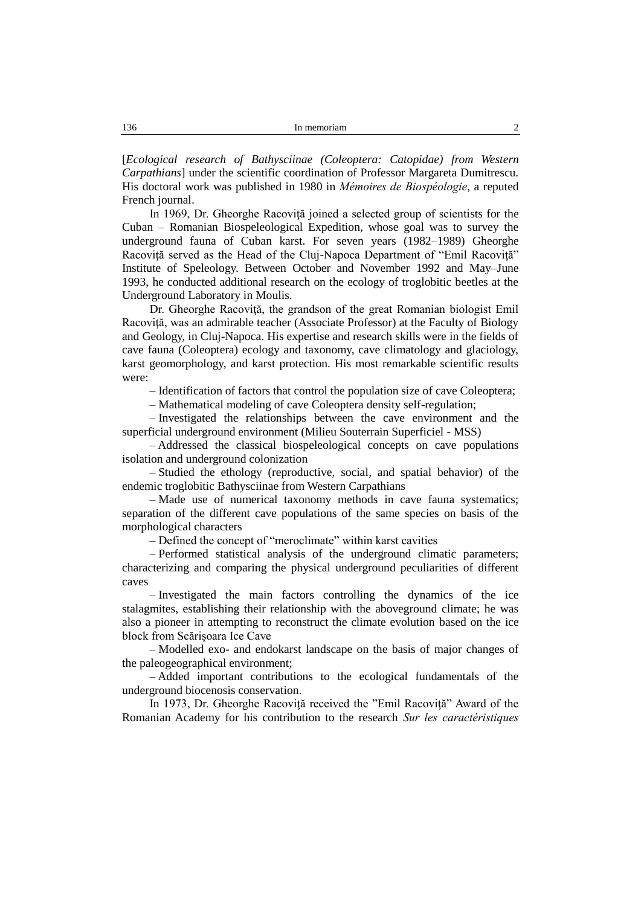[*Ecological research of Bathysciinae (Coleoptera: Catopidae) from Western Carpathians*] under the scientific coordination of Professor Margareta Dumitrescu. His doctoral work was published in 1980 in *Mémoires de Biospéologie*, a reputed French journal.

In 1969, Dr. Gheorghe Racoviţă joined a selected group of scientists for the Cuban – Romanian Biospeleological Expedition, whose goal was to survey the underground fauna of Cuban karst. For seven years (1982–1989) Gheorghe Racoviţă served as the Head of the Cluj-Napoca Department of "Emil Racoviţă" Institute of Speleology. Between October and November 1992 and May–June 1993, he conducted additional research on the ecology of troglobitic beetles at the Underground Laboratory in Moulis.

Dr. Gheorghe Racoviţă, the grandson of the great Romanian biologist Emil Racoviţă, was an admirable teacher (Associate Professor) at the Faculty of Biology and Geology, in Cluj-Napoca. His expertise and research skills were in the fields of cave fauna (Coleoptera) ecology and taxonomy, cave climatology and glaciology, karst geomorphology, and karst protection. His most remarkable scientific results were:

– Identification of factors that control the population size of cave Coleoptera;

– Mathematical modeling of cave Coleoptera density self-regulation;

– Investigated the relationships between the cave environment and the superficial underground environment (Milieu Souterrain Superficiel - MSS)

– Addressed the classical biospeleological concepts on cave populations isolation and underground colonization

– Studied the ethology (reproductive, social, and spatial behavior) of the endemic troglobitic Bathysciinae from Western Carpathians

– Made use of numerical taxonomy methods in cave fauna systematics; separation of the different cave populations of the same species on basis of the morphological characters

– Defined the concept of "meroclimate" within karst cavities

– Performed statistical analysis of the underground climatic parameters; characterizing and comparing the physical underground peculiarities of different caves

– Investigated the main factors controlling the dynamics of the ice stalagmites, establishing their relationship with the aboveground climate; he was also a pioneer in attempting to reconstruct the climate evolution based on the ice block from Scărişoara Ice Cave

– Modelled exo- and endokarst landscape on the basis of major changes of the paleogeographical environment;

– Added important contributions to the ecological fundamentals of the underground biocenosis conservation.

In 1973, Dr. Gheorghe Racoviţă received the "Emil Racoviţă" Award of the Romanian Academy for his contribution to the research *Sur les caractéristiques*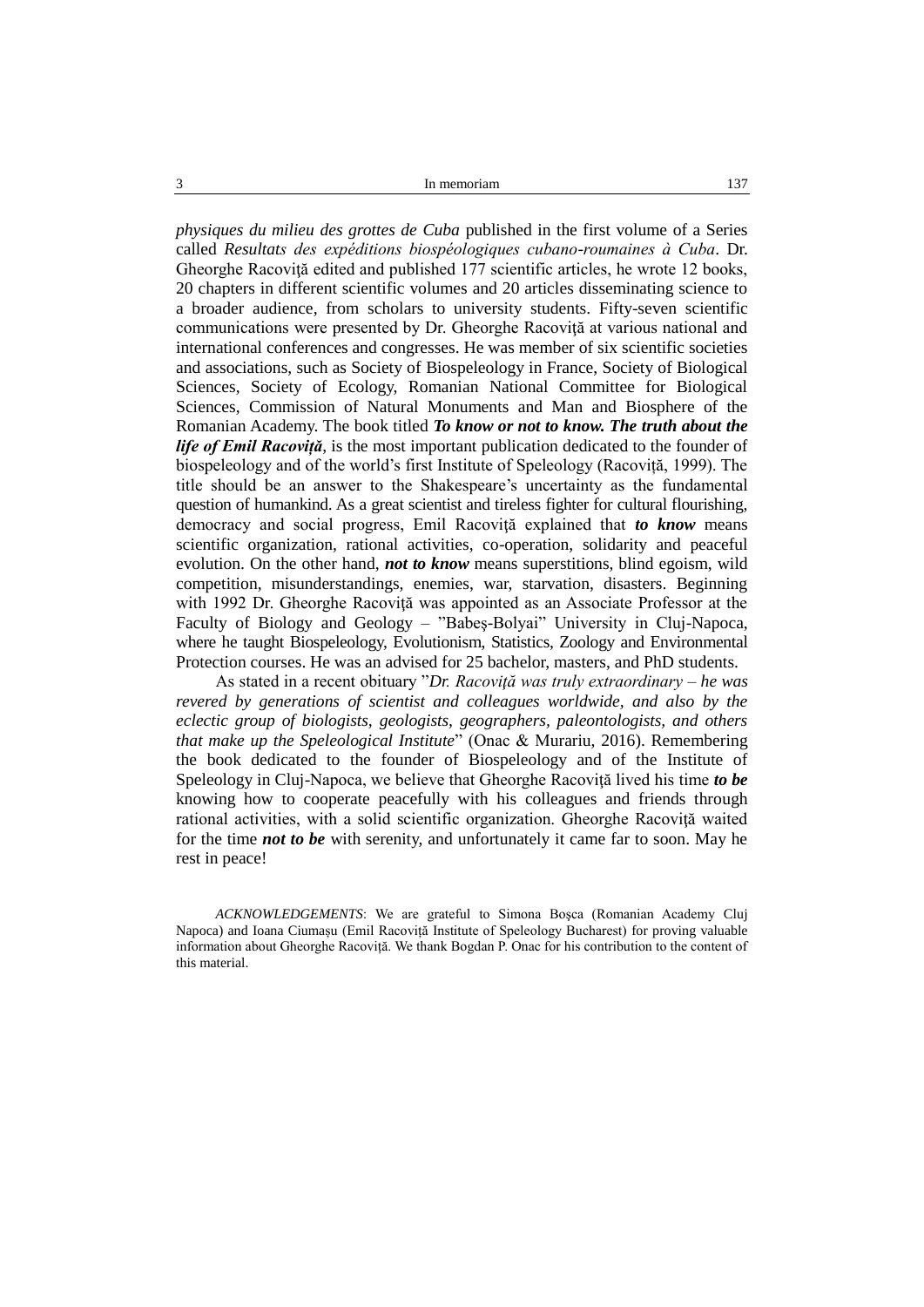*physiques du milieu des grottes de Cuba* published in the first volume of a Series called *Resultats des expéditions biospéologiques cubano-roumaines à Cuba*. Dr. Gheorghe Racoviţă edited and published 177 scientific articles, he wrote 12 books, 20 chapters in different scientific volumes and 20 articles disseminating science to a broader audience, from scholars to university students. Fifty-seven scientific communications were presented by Dr. Gheorghe Racoviţă at various national and international conferences and congresses. He was member of six scientific societies and associations, such as Society of Biospeleology in France, Society of Biological Sciences, Society of Ecology, Romanian National Committee for Biological Sciences, Commission of Natural Monuments and Man and Biosphere of the Romanian Academy. The book titled ***To know or not to know. The truth about the life of Emil Racoviță***, is the most important publication dedicated to the founder of biospeleology and of the world's first Institute of Speleology (Racoviță, 1999). The title should be an answer to the Shakespeare's uncertainty as the fundamental question of humankind. As a great scientist and tireless fighter for cultural flourishing, democracy and social progress, Emil Racoviţă explained that ***to know*** means scientific organization, rational activities, co-operation, solidarity and peaceful evolution. On the other hand, ***not to know*** means superstitions, blind egoism, wild competition, misunderstandings, enemies, war, starvation, disasters. Beginning with 1992 Dr. Gheorghe Racoviţă was appointed as an Associate Professor at the Faculty of Biology and Geology – "Babeş-Bolyai" University in Cluj-Napoca, where he taught Biospeleology, Evolutionism, Statistics, Zoology and Environmental Protection courses. He was an advised for 25 bachelor, masters, and PhD students.

As stated in a recent obituary "*Dr. Racoviţă was truly extraordinary – he was revered by generations of scientist and colleagues worldwide, and also by the eclectic group of biologists, geologists, geographers, paleontologists, and others that make up the Speleological Institute*" (Onac & Murariu, 2016). Remembering the book dedicated to the founder of Biospeleology and of the Institute of Speleology in Cluj-Napoca, we believe that Gheorghe Racoviţă lived his time ***to be*** knowing how to cooperate peacefully with his colleagues and friends through rational activities, with a solid scientific organization. Gheorghe Racoviţă waited for the time ***not to be*** with serenity, and unfortunately it came far to soon. May he rest in peace!

*ACKNOWLEDGEMENTS*: We are grateful to Simona Boşca (Romanian Academy Cluj Napoca) and Ioana Ciumașu (Emil Racoviță Institute of Speleology Bucharest) for proving valuable information about Gheorghe Racoviţă. We thank Bogdan P. Onac for his contribution to the content of this material.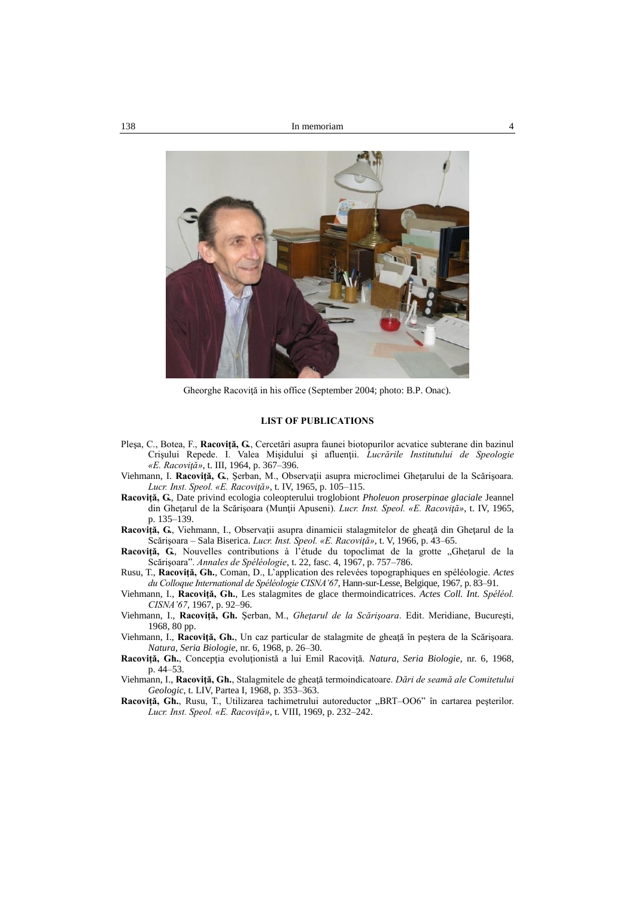Gheorghe Racoviţă in his office (September 2004; photo: B.P. Onac).

## LIST OF PUBLICATIONS

Pleşa, C., Botea, F., **Racoviţă, G.**, Cercetări asupra faunei biotopurilor acvatice subterane din bazinul Crişului Repede. I. Valea Mişidului şi afluenţii. *Lucrările Institutului de Speologie «E. Racoviţă»*, t. III, 1964, p. 367–396.

Viehmann, I. **Racoviţă, G.**, Şerban, M., Observaţii asupra microclimei Gheţarului de la Scărişoara. *Lucr. Inst. Speol. «E. Racoviţă»*, t. IV, 1965, p. 105–115.

**Racoviţă, G.**, Date privind ecologia coleopterului troglobiont *Pholeuon proserpinae glaciale* Jeannel din Gheţarul de la Scărişoara (Munţii Apuseni). *Lucr. Inst. Speol. «E. Racoviţă»*, t. IV, 1965, p. 135–139.

**Racoviţă, G.**, Viehmann, I., Observaţii asupra dinamicii stalagmitelor de gheaţă din Gheţarul de la Scărişoara – Sala Biserica. *Lucr. Inst. Speol. «E. Racoviţă»*, t. V, 1966, p. 43–65.

**Racoviţă, G.**, Nouvelles contributions à l'étude du topoclimat de la grotte „Gheţarul de la Scărişoara". *Annales de Spéléologie*, t. 22, fasc. 4, 1967, p. 757–786.

Rusu, T., **Racoviţă, Gh.**, Coman, D., L'application des relevées topographiques en spéléologie. *Actes du Colloque International de Spéléologie CISNA'67*, Hann-sur-Lesse, Belgique, 1967, p. 83–91.

Viehmann, I., **Racoviţă, Gh.**, Les stalagmites de glace thermoindicatrices. *Actes Coll. Int. Spéléol. CISNA'67*, 1967, p. 92–96.

Viehmann, I., **Racoviţă, Gh.** Şerban, M., *Gheţarul de la Scărişoara*. Edit. Meridiane, Bucureşti, 1968, 80 pp.

Viehmann, I., **Racoviţă, Gh.**, Un caz particular de stalagmite de gheaţă în peştera de la Scărişoara. *Natura, Seria Biologie*, nr. 6, 1968, p. 26–30.

**Racoviţă, Gh.**, Concepţia evoluţionistă a lui Emil Racoviţă. *Natura, Seria Biologie*, nr. 6, 1968, p. 44–53.

Viehmann, I., **Racoviţă, Gh.**, Stalagmitele de gheaţă termoindicatoare. *Dări de seamă ale Comitetului Geologic*, t. LIV, Partea I, 1968, p. 353–363.

**Racoviţă, Gh.**, Rusu, T., Utilizarea tachimetrului autoreductor „BRT–OO6" în cartarea peşterilor. *Lucr. Inst. Speol. «E. Racoviţă»*, t. VIII, 1969, p. 232–242.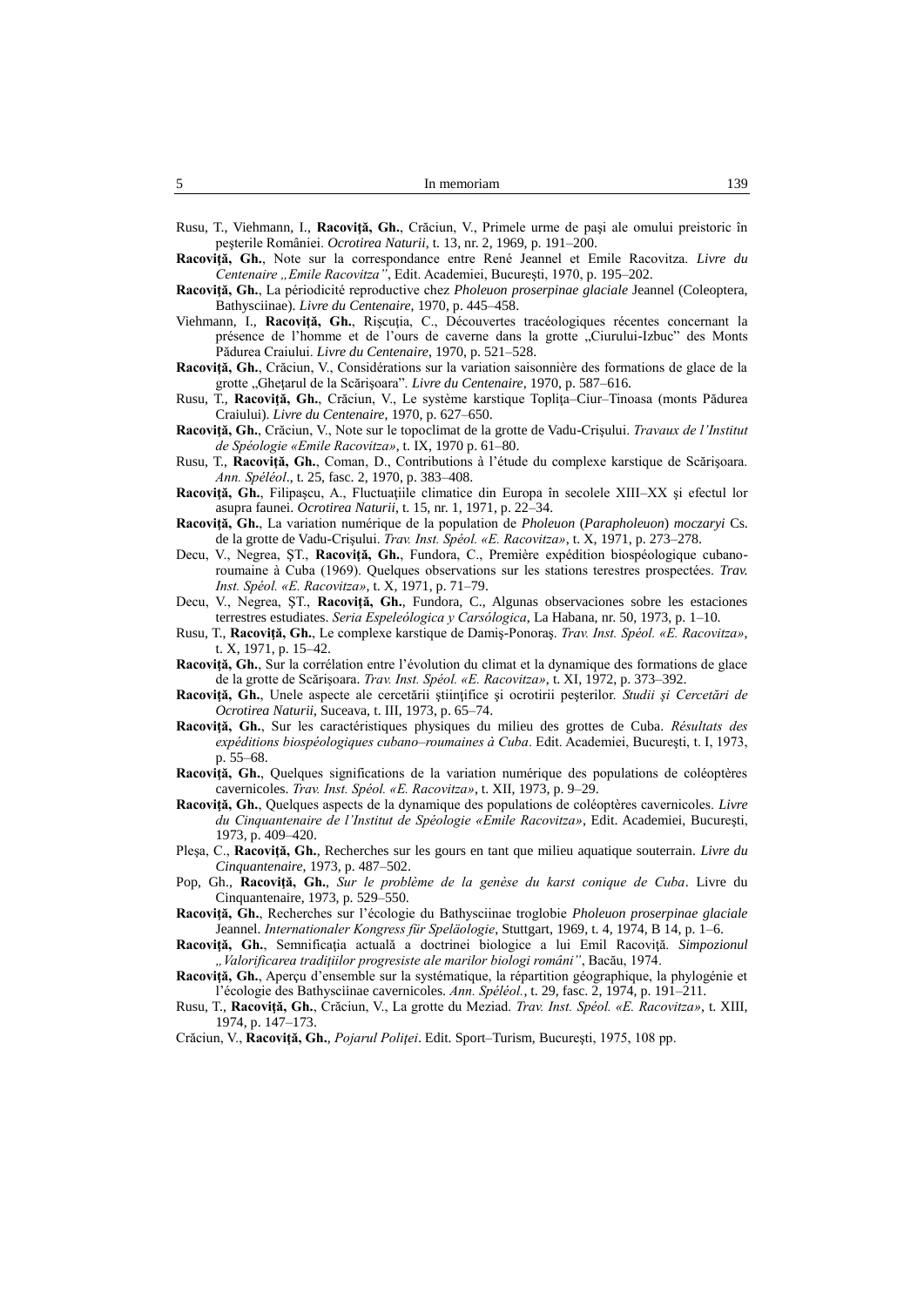Rusu, T., Viehmann, I., **Racoviţă, Gh.**, Crăciun, V., Primele urme de paşi ale omului preistoric în peşterile României. *Ocrotirea Naturii*, t. 13, nr. 2, 1969, p. 191–200.

**Racoviţă, Gh.**, Note sur la correspondance entre René Jeannel et Emile Racovitza. *Livre du Centenaire „Emile Racovitza”*, Edit. Academiei, Bucureşti, 1970, p. 195–202.

**Racoviţă, Gh.**, La périodicité reproductive chez *Pholeuon proserpinae glaciale* Jeannel (Coleoptera, Bathysciinae). *Livre du Centenaire*, 1970, p. 445–458.

Viehmann, I., **Racoviţă, Gh.**, Rişcuţia, C., Découvertes tracéologiques récentes concernant la présence de l'homme et de l'ours de caverne dans la grotte „Ciurului-Izbuc” des Monts Pădurea Craiului. *Livre du Centenaire*, 1970, p. 521–528.

**Racoviţă, Gh.**, Crăciun, V., Considérations sur la variation saisonnière des formations de glace de la grotte „Gheţarul de la Scărişoara”. *Livre du Centenaire*, 1970, p. 587–616.

Rusu, T., **Racoviţă, Gh.**, Crăciun, V., Le système karstique Topliţa–Ciur–Tinoasa (monts Pădurea Craiului). *Livre du Centenaire*, 1970, p. 627–650.

**Racoviţă, Gh.**, Crăciun, V., Note sur le topoclimat de la grotte de Vadu-Crişului. *Travaux de l'Institut de Spéologie «Emile Racovitza»*, t. IX, 1970 p. 61–80.

Rusu, T., **Racoviţă, Gh.**, Coman, D., Contributions à l'étude du complexe karstique de Scărişoara. *Ann. Spéléol*., t. 25, fasc. 2, 1970, p. 383–408.

**Racoviţă, Gh.**, Filipaşcu, A., Fluctuaţiile climatice din Europa în secolele XIII–XX şi efectul lor asupra faunei. *Ocrotirea Naturii*, t. 15, nr. 1, 1971, p. 22–34.

**Racoviţă, Gh.**, La variation numérique de la population de *Pholeuon* (*Parapholeuon*) *moczaryi* Cs. de la grotte de Vadu-Crişului. *Trav. Inst. Spéol. «E. Racovitza»*, t. X, 1971, p. 273–278.

Decu, V., Negrea, ŞT., **Racoviţă, Gh.**, Fundora, C., Première expédition biospéologique cubano-roumaine à Cuba (1969). Quelques observations sur les stations terestres prospectées. *Trav. Inst. Spéol. «E. Racovitza»*, t. X, 1971, p. 71–79.

Decu, V., Negrea, ŞT., **Racoviţă, Gh.**, Fundora, C., Algunas observaciones sobre les estaciones terrestres estudiates. *Seria Espeleólogica y Carsólogica*, La Habana, nr. 50, 1973, p. 1–10.

Rusu, T., **Racoviţă, Gh.**, Le complexe karstique de Damiş-Ponoraş. *Trav. Inst. Spéol. «E. Racovitza»*, t. X, 1971, p. 15–42.

**Racoviţă, Gh.**, Sur la corrélation entre l'évolution du climat et la dynamique des formations de glace de la grotte de Scărişoara. *Trav. Inst. Spéol. «E. Racovitza»*, t. XI, 1972, p. 373–392.

**Racoviţă, Gh.**, Unele aspecte ale cercetării ştiinţifice şi ocrotirii peşterilor. *Studii şi Cercetări de Ocrotirea Naturii*, Suceava, t. III, 1973, p. 65–74.

**Racoviţă, Gh.**, Sur les caractéristiques physiques du milieu des grottes de Cuba. *Résultats des expéditions biospéologiques cubano–roumaines à Cuba*. Edit. Academiei, Bucureşti, t. I, 1973, p. 55–68.

**Racoviţă, Gh.**, Quelques significations de la variation numérique des populations de coléoptères cavernicoles. *Trav. Inst. Spéol. «E. Racovitza»*, t. XII, 1973, p. 9–29.

**Racoviţă, Gh.**, Quelques aspects de la dynamique des populations de coléoptères cavernicoles. *Livre du Cinquantenaire de l'Institut de Spéologie «Emile Racovitza»*, Edit. Academiei, Bucureşti, 1973, p. 409–420.

Pleşa, C., **Racoviţă, Gh.**, Recherches sur les gours en tant que milieu aquatique souterrain. *Livre du Cinquantenaire*, 1973, p. 487–502.

Pop, Gh., **Racoviţă, Gh.**, *Sur le problème de la genèse du karst conique de Cuba*. Livre du Cinquantenaire, 1973, p. 529–550.

**Racoviţă, Gh.**, Recherches sur l'écologie du Bathysciinae troglobie *Pholeuon proserpinae glaciale* Jeannel. *Internationaler Kongress für Speläologie*, Stuttgart, 1969, t. 4, 1974, B 14, p. 1–6.

**Racoviţă, Gh.**, Semnificaţia actuală a doctrinei biologice a lui Emil Racoviţă. *Simpozionul „Valorificarea tradiţiilor progresiste ale marilor biologi români”*, Bacău, 1974.

**Racoviţă, Gh.**, Aperçu d'ensemble sur la systématique, la répartition géographique, la phylogénie et l'écologie des Bathysciinae cavernicoles. *Ann. Spéléol.*, t. 29, fasc. 2, 1974, p. 191–211.

Rusu, T., **Racoviţă, Gh.**, Crăciun, V., La grotte du Meziad. *Trav. Inst. Spéol. «E. Racovitza»*, t. XIII, 1974, p. 147–173.

Crăciun, V., **Racoviţă, Gh.**, *Pojarul Poliţei*. Edit. Sport–Turism, Bucureşti, 1975, 108 pp.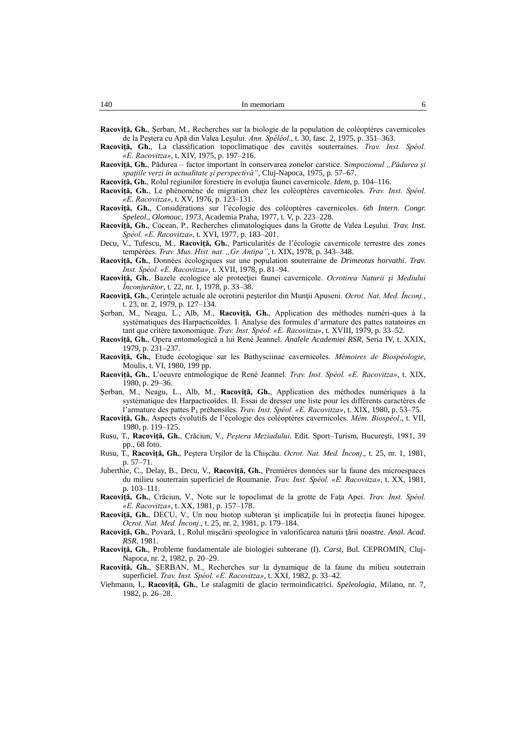**Racoviţă, Gh.**, Şerban, M., Recherches sur la biologie de la population de coléoptères cavernicoles de la Peştera cu Apă din Valea Leşului. *Ann. Spéléol*., t. 30, fasc. 2, 1975, p. 351–363.

**Racoviţă, Gh.**, La classification topoclimatique des cavités souterraines. *Trav. Inst. Spéol. «E. Racovitza»*, t. XIV, 1975, p. 197–216.

**Racoviţă, Gh.**, Pădurea – factor important în conservarea zonelor carstice. S*impozionul „Pădurea şi spaţiile verzi în actualitate şi perspectivă"*, Cluj-Napoca, 1975, p. 57–67.

**Racoviţă, Gh.**, Rolul regiunilor forestiere în evoluţia faunei cavernicole. *Idem*, p. 104–116.

**Racoviţă, Gh.**, Le phénomène de migration chez les coléoptères cavernicoles. *Trav. Inst. Spéol. «E. Racovitza»*, t. XV, 1976, p. 123–131.

**Racoviţă, Gh.**, Considérations sur l'écologie des coléoptères cavernicoles. *6th Intern. Congr. Speleol., Olomouc, 1973*, Academia Praha, 1977, t. V, p. 223–228.

**Racoviţă, Gh.**, Cocean, P., Recherches climatologiques dans la Grotte de Valea Leşului. *Trav. Inst. Spéol. «E. Racovitza»*, t. XVI, 1977, p. 183–201.

Decu, V., Tufescu, M., **Racoviţă, Gh.**, Particularités de l'écologie cavernicole terrestre des zones tempérées. *Trav. Mus. Hist. nat. „Gr. Antipa"*, t. XIX, 1978, p. 343–348.

**Racoviţă, Gh.**, Données écologiques sur une population souterraine de *Drimeotus horvathi*. *Trav. Inst. Spéol. «E. Racovitza»*, t. XVII, 1978, p. 81–94.

**Racoviţă, Gh.**, Bazele ecologice ale protecţiei faunei cavernicole. *Ocrotirea Naturii şi Mediului Înconjurător*, t. 22, nr. 1, 1978, p. 33–38.

**Racoviţă, Gh.**, Cerinţele actuale ale ocrotirii peşterilor din Munţii Apuseni. *Ocrot. Nat. Med. Înconj.*, t. 23, nr. 2, 1979, p. 127–134.

Şerban, M., Neagu, L., Alb, M., **Racoviţă, Gh.**, Application des méthodes numéri-ques à la systématiques des Harpacticoïdes. I. Analyse des formules d'armature des pattes natatoires en tant que critère taxonomique. *Trav. Inst. Spéol. «E. Racovitza»*, t. XVIII, 1979, p. 33–52.

**Racoviţă, Gh.**, Opera entomologică a lui René Jeannel. *Analele Academiei RSR*, Seria IV, t. XXIX, 1979, p. 231–237.

**Racoviţă, Gh.**, Etude écologique sur les Bathysciinae cavernicoles. *Mémoires de Biospéologie*, Moulis, t. VI, 1980, 199 pp.

**Racoviţă, Gh.**, L'oeuvre entmologique de René Jeannel. *Trav. Inst. Spéol. «E. Racovitza»*, t. XIX, 1980, p. 29–36.

Şerban, M., Neagu, L., Alb, M., **Racoviţă, Gh.**, Application des méthodes numériques à la systématique des Harpacticoïdes. II. Essai de dresser une liste pour les différents caractères de l'armature des pattes $P_1$ préhensiles. *Trav. Inst. Spéol. «E. Racovitza»*, t. XIX, 1980, p. 53–75.

**Racoviţă, Gh.**, Aspects évolutifs de l'écologie des coléoptères cavernicoles. *Mém. Biospéol*., t. VII, 1980, p. 119–125.

Rusu, T., **Racoviţă, Gh.**, Crăciun, V., *Peştera Meziadului*. Edit. Sport–Turism, Bucureşti, 1981, 39 pp., 68 foto.

Rusu, T., **Racoviţă, Gh.**, Peştera Urşilor de la Chişcău. *Ocrot. Nat. Med. Înconj*., t. 25, nr. 1, 1981, p. 57–71.

Juberthie, C., Delay, B., Decu, V., **Racoviţă, Gh.**, Premières données sur la faune des microespaces du milieu souterrain superficiel de Roumanie. *Trav. Inst. Spéol. «E. Racovitza»*, t. XX, 1981, p. 103–111.

**Racoviţă, Gh.**, Crăciun, V., Note sur le topoclimat de la grotte de Faţa Apei. *Trav. Inst. Spéol. «E. Racovitza»*, t. XX, 1981, p. 157–178.

**Racoviţă, Gh.**, DECU, V., Un nou biotop subteran şi implicaţiile lui în protecţia faunei hipogee. *Ocrot. Nat. Med. Înconj*., t. 25, nr. 2, 1981, p. 179–184.

**Racoviţă, Gh.**, Povară, I., Rolul mişcării speologice în valorificarea naturii ţării noastre. *Anal. Acad. RSR*, 1981.

**Racoviţă, Gh.**, Probleme fundamentale ale biologiei subterane (I). *Carst*, Bul. CEPROMIN, Cluj-Napoca, nr. 2, 1982, p. 20–29.

**Racoviţă, Gh.**, ŞERBAN, M., Recherches sur la dynamique de la faune du milieu souterrain superficiel. *Trav. Inst. Spéol. «E. Racovitza»*, t. XXI, 1982, p. 33–42.

Viehmann, I., **Racoviţă, Gh.**, Le stalagmiti de glacio termoindicatrici. *Speleologia*, Milano, nr. 7, 1982, p. 26–28.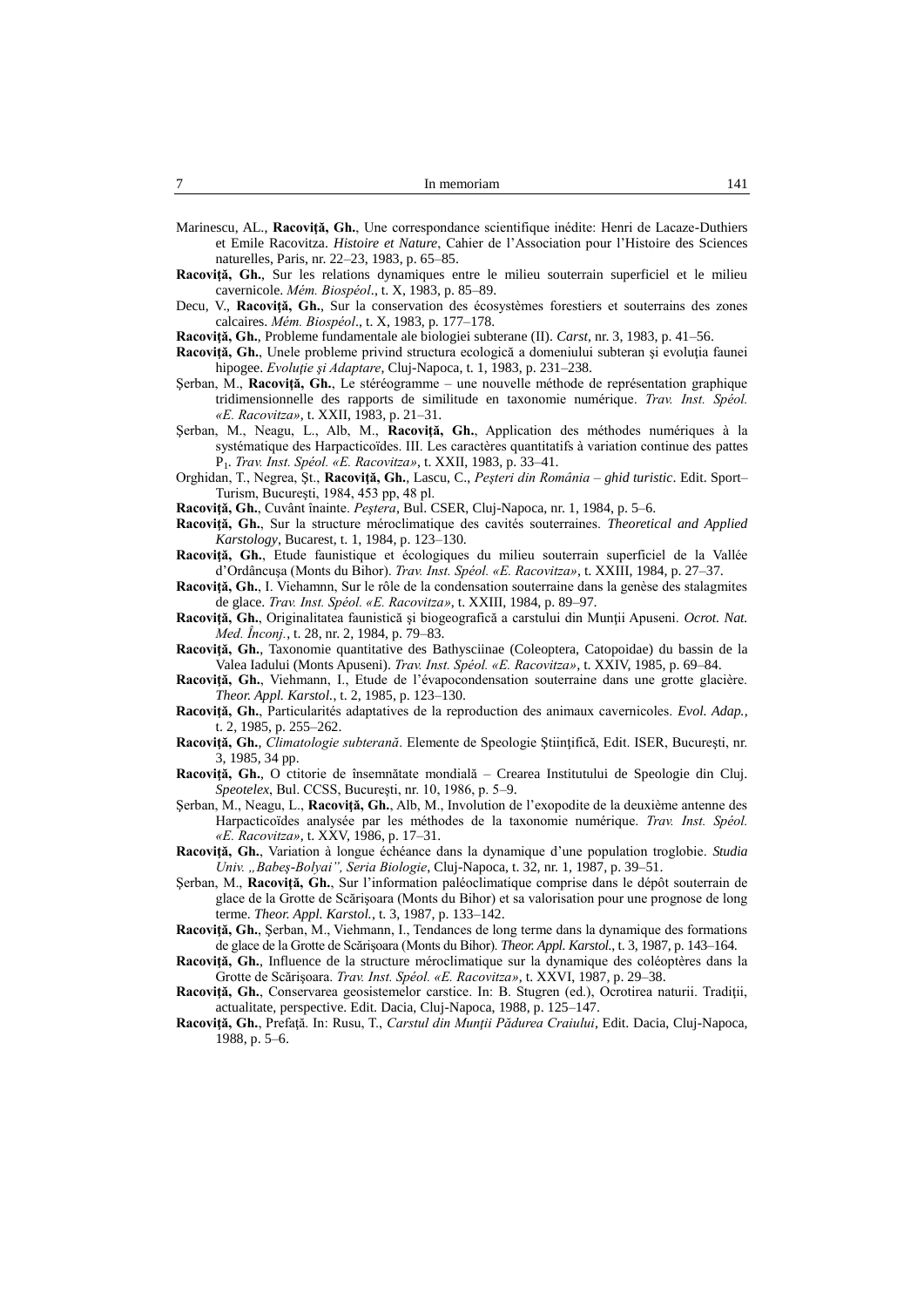Marinescu, AL., **Racoviţă, Gh.**, Une correspondance scientifique inédite: Henri de Lacaze-Duthiers et Emile Racovitza. *Histoire et Nature*, Cahier de l'Association pour l'Histoire des Sciences naturelles, Paris, nr. 22–23, 1983, p. 65–85.

**Racoviţă, Gh.**, Sur les relations dynamiques entre le milieu souterrain superficiel et le milieu cavernicole. *Mém. Biospéol*., t. X, 1983, p. 85–89.

Decu, V., **Racoviţă, Gh.**, Sur la conservation des écosystèmes forestiers et souterrains des zones calcaires. *Mém. Biospéol*., t. X, 1983, p. 177–178.

**Racoviţă, Gh.**, Probleme fundamentale ale biologiei subterane (II). *Carst*, nr. 3, 1983, p. 41–56.

**Racoviţă, Gh.**, Unele probleme privind structura ecologică a domeniului subteran şi evoluţia faunei hipogee. *Evoluţie şi Adaptare*, Cluj-Napoca, t. 1, 1983, p. 231–238.

Şerban, M., **Racoviţă, Gh.**, Le stéréogramme – une nouvelle méthode de représentation graphique tridimensionnelle des rapports de similitude en taxonomie numérique. *Trav. Inst. Spéol. «E. Racovitza»*, t. XXII, 1983, p. 21–31.

Şerban, M., Neagu, L., Alb, M., **Racoviţă, Gh.**, Application des méthodes numériques à la systématique des Harpacticoïdes. III. Les caractères quantitatifs à variation continue des pattes $P_1$. *Trav. Inst. Spéol. «E. Racovitza»*, t. XXII, 1983, p. 33–41.

Orghidan, T., Negrea, Şt., **Racoviţă, Gh.**, Lascu, C., *Peşteri din România – ghid turistic*. Edit. Sport–Turism, Bucureşti, 1984, 453 pp, 48 pl.

**Racoviţă, Gh.**, Cuvânt înainte. *Peştera*, Bul. CSER, Cluj-Napoca, nr. 1, 1984, p. 5–6.

**Racoviţă, Gh.**, Sur la structure méroclimatique des cavités souterraines. *Theoretical and Applied Karstology*, Bucarest, t. 1, 1984, p. 123–130.

**Racoviţă, Gh.**, Etude faunistique et écologiques du milieu souterrain superficiel de la Vallée d'Ordâncuşa (Monts du Bihor). *Trav. Inst. Spéol. «E. Racovitza»*, t. XXIII, 1984, p. 27–37.

**Racoviţă, Gh.**, I. Viehamnn, Sur le rôle de la condensation souterraine dans la genèse des stalagmites de glace. *Trav. Inst. Spéol. «E. Racovitza»*, t. XXIII, 1984, p. 89–97.

**Racoviţă, Gh.**, Originalitatea faunistică şi biogeografică a carstului din Munţii Apuseni. *Ocrot. Nat. Med. Înconj.*, t. 28, nr. 2, 1984, p. 79–83.

**Racoviţă, Gh.**, Taxonomie quantitative des Bathysciinae (Coleoptera, Catopoidae) du bassin de la Valea Iadului (Monts Apuseni). *Trav. Inst. Spéol. «E. Racovitza»*, t. XXIV, 1985, p. 69–84.

**Racoviţă, Gh.**, Viehmann, I., Etude de l'évapocondensation souterraine dans une grotte glacière. *Theor. Appl. Karstol.*, t. 2, 1985, p. 123–130.

**Racoviţă, Gh.**, Particularités adaptatives de la reproduction des animaux cavernicoles. *Evol. Adap.*, t. 2, 1985, p. 255–262.

**Racoviţă, Gh.**, *Climatologie subterană*. Elemente de Speologie Ştiinţifică, Edit. ISER, Bucureşti, nr. 3, 1985, 34 pp.

**Racoviţă, Gh.**, O ctitorie de însemnătate mondială – Crearea Institutului de Speologie din Cluj. *Speotelex*, Bul. CCSS, Bucureşti, nr. 10, 1986, p. 5–9.

Şerban, M., Neagu, L., **Racoviţă, Gh.**, Alb, M., Involution de l'exopodite de la deuxième antenne des Harpacticoïdes analysée par les méthodes de la taxonomie numérique. *Trav. Inst. Spéol. «E. Racovitza»*, t. XXV, 1986, p. 17–31.

**Racoviţă, Gh.**, Variation à longue échéance dans la dynamique d'une population troglobie. *Studia Univ. „Babeş-Bolyai", Seria Biologie*, Cluj-Napoca, t. 32, nr. 1, 1987, p. 39–51.

Şerban, M., **Racoviţă, Gh.**, Sur l'information paléoclimatique comprise dans le dépôt souterrain de glace de la Grotte de Scărişoara (Monts du Bihor) et sa valorisation pour une prognose de long terme. *Theor. Appl. Karstol.*, t. 3, 1987, p. 133–142.

**Racoviţă, Gh.**, Şerban, M., Viehmann, I., Tendances de long terme dans la dynamique des formations de glace de la Grotte de Scărişoara (Monts du Bihor). *Theor. Appl. Karstol.*, t. 3, 1987, p. 143–164.

**Racoviţă, Gh.**, Influence de la structure méroclimatique sur la dynamique des coléoptères dans la Grotte de Scărişoara. *Trav. Inst. Spéol. «E. Racovitza»*, t. XXVI, 1987, p. 29–38.

**Racoviţă, Gh.**, Conservarea geosistemelor carstice. In: B. Stugren (ed.), Ocrotirea naturii. Tradiţii, actualitate, perspective. Edit. Dacia, Cluj-Napoca, 1988, p. 125–147.

**Racoviţă, Gh.**, Prefaţă. In: Rusu, T., *Carstul din Munţii Pădurea Craiului*, Edit. Dacia, Cluj-Napoca, 1988, p. 5–6.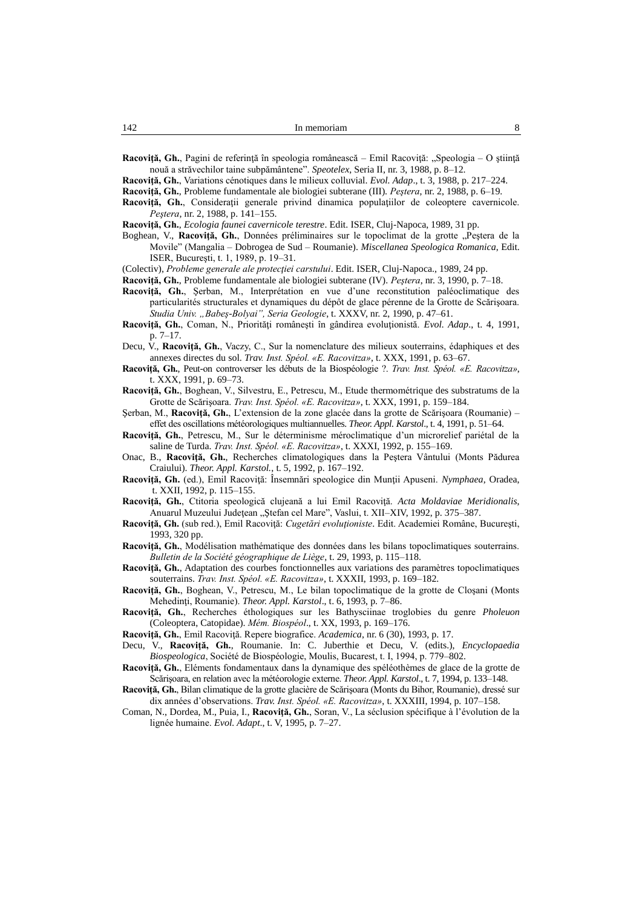**Racoviţă, Gh.**, Pagini de referinţă în speologia românească – Emil Racoviţă: „Speologia – O ştiinţă nouă a străvechilor taine subpământene". *Speotelex*, Seria II, nr. 3, 1988, p. 8–12.

**Racoviţă, Gh.**, Variations cénotiques dans le milieux colluvial. *Evol. Adap*., t. 3, 1988, p. 217–224.

**Racoviţă, Gh.**, Probleme fundamentale ale biologiei subterane (III). *Peştera*, nr. 2, 1988, p. 6–19.

**Racoviţă, Gh.**, Consideraţii generale privind dinamica populaţiilor de coleoptere cavernicole. *Peştera*, nr. 2, 1988, p. 141–155.

**Racoviţă, Gh.**, *Ecologia faunei cavernicole terestre*. Edit. ISER, Cluj-Napoca, 1989, 31 pp.

Boghean, V., **Racoviţă, Gh.**, Données préliminaires sur le topoclimat de la grotte „Peştera de la Movile" (Mangalia – Dobrogea de Sud – Roumanie). *Miscellanea Speologica Romanica*, Edit. ISER, Bucureşti, t. 1, 1989, p. 19–31.

(Colectiv), *Probleme generale ale protecţiei carstului*. Edit. ISER, Cluj-Napoca., 1989, 24 pp.

**Racoviţă, Gh.**, Probleme fundamentale ale biologiei subterane (IV). *Peştera*, nr. 3, 1990, p. 7–18.

**Racoviţă, Gh.**, Şerban, M., Interprétation en vue d'une reconstitution paléoclimatique des particularités structurales et dynamiques du dépôt de glace pérenne de la Grotte de Scărişoara. *Studia Univ. „Babeş-Bolyai", Seria Geologie*, t. XXXV, nr. 2, 1990, p. 47–61.

**Racoviţă, Gh.**, Coman, N., Priorităţi româneşti în gândirea evoluţionistă. *Evol. Adap*., t. 4, 1991, p. 7–17.

Decu, V., **Racoviţă, Gh.**, Vaczy, C., Sur la nomenclature des milieux souterrains, édaphiques et des annexes directes du sol. *Trav. Inst. Spéol. «E. Racovitza»*, t. XXX, 1991, p. 63–67.

**Racoviţă, Gh.**, Peut-on controverser les débuts de la Biospéologie ?. *Trav. Inst. Spéol. «E. Racovitza»*, t. XXX, 1991, p. 69–73.

**Racoviţă, Gh.**, Boghean, V., Silvestru, E., Petrescu, M., Etude thermométrique des substratums de la Grotte de Scărişoara. *Trav. Inst. Spéol. «E. Racovitza»*, t. XXX, 1991, p. 159–184.

Şerban, M., **Racoviţă, Gh.**, L'extension de la zone glacée dans la grotte de Scărişoara (Roumanie) – effet des oscillations météorologiques multiannuelles. *Theor. Appl. Karstol*., t. 4, 1991, p. 51–64.

**Racoviţă, Gh.**, Petrescu, M., Sur le déterminisme méroclimatique d'un microrelief pariétal de la saline de Turda. *Trav. Inst. Spéol. «E. Racovitza»*, t. XXXI, 1992, p. 155–169.

Onac, B., **Racoviţă, Gh.**, Recherches climatologiques dans la Peştera Vântului (Monts Pădurea Craiului). *Theor. Appl. Karstol.*, t. 5, 1992, p. 167–192.

**Racoviţă, Gh.** (ed.), Emil Racoviţă: Însemnări speologice din Munţii Apuseni. *Nymphaea*, Oradea, t. XXII, 1992, p. 115–155.

**Racoviţă, Gh.**, Ctitoria speologică clujeană a lui Emil Racoviţă. *Acta Moldaviae Meridionalis*, Anuarul Muzeului Judeţean „Ştefan cel Mare", Vaslui, t. XII–XIV, 1992, p. 375–387.

**Racoviţă, Gh.** (sub red.), Emil Racoviţă: *Cugetări evoluţioniste*. Edit. Academiei Române, Bucureşti, 1993, 320 pp.

**Racoviţă, Gh.**, Modélisation mathématique des données dans les bilans topoclimatiques souterrains. *Bulletin de la Société géographique de Liège*, t. 29, 1993, p. 115–118.

**Racoviţă, Gh.**, Adaptation des courbes fonctionnelles aux variations des paramètres topoclimatiques souterrains. *Trav. Inst. Spéol. «E. Racovitza»*, t. XXXII, 1993, p. 169–182.

**Racoviţă, Gh.**, Boghean, V., Petrescu, M., Le bilan topoclimatique de la grotte de Cloşani (Monts Mehedinţi, Roumanie). *Theor. Appl. Karstol*., t. 6, 1993, p. 7–86.

**Racoviţă, Gh.**, Recherches éthologiques sur les Bathysciinae troglobies du genre *Pholeuon* (Coleoptera, Catopidae). *Mém. Biospéol*., t. XX, 1993, p. 169–176.

**Racoviţă, Gh.**, Emil Racoviţă. Repere biografice. *Academica*, nr. 6 (30), 1993, p. 17.

Decu, V., **Racoviţă, Gh.**, Roumanie. In: C. Juberthie et Decu, V. (edits.), *Encyclopaedia Biospeologica*, Société de Biospéologie, Moulis, Bucarest, t. I, 1994, p. 779–802.

**Racoviţă, Gh.**, Eléments fondamentaux dans la dynamique des spéléothèmes de glace de la grotte de Scărişoara, en relation avec la météorologie externe. *Theor. Appl. Karstol*., t. 7, 1994, p. 133–148.

**Racoviţă, Gh.**, Bilan climatique de la grotte glacière de Scărişoara (Monts du Bihor, Roumanie), dressé sur dix années d'observations. *Trav. Inst. Spéol. «E. Racovitza»*, t. XXXIII, 1994, p. 107–158.

Coman, N., Dordea, M., Puia, I., **Racoviţă, Gh.**, Soran, V., La séclusion spécifique à l'évolution de la lignée humaine. *Evol. Adapt*., t. V, 1995, p. 7–27.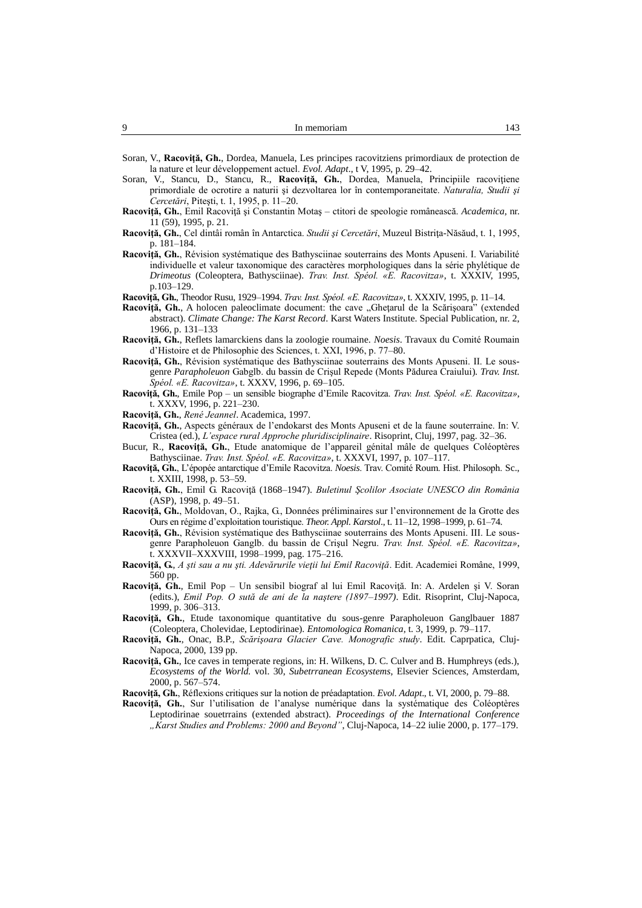Soran, V., **Racoviţă, Gh.**, Dordea, Manuela, Les principes racovitziens primordiaux de protection de la nature et leur développement actuel. *Evol. Adapt.*, t V, 1995, p. 29–42.

Soran, V., Stancu, D., Stancu, R., **Racoviţă, Gh.**, Dordea, Manuela, Principiile racoviţiene primordiale de ocrotire a naturii şi dezvoltarea lor în contemporaneitate. *Naturalia, Studii şi Cercetări*, Piteşti, t. 1, 1995, p. 11–20.

**Racoviţă, Gh.**, Emil Racoviţă şi Constantin Motaş – ctitori de speologie românească. *Academica*, nr. 11 (59), 1995, p. 21.

**Racoviţă, Gh.**, Cel dintâi român în Antarctica. *Studii şi Cercetări*, Muzeul Bistriţa-Năsăud, t. 1, 1995, p. 181–184.

**Racoviţă, Gh.**, Révision systématique des Bathysciinae souterrains des Monts Apuseni. I. Variabilité individuelle et valeur taxonomique des caractères morphologiques dans la série phylétique de *Drimeotus* (Coleoptera, Bathysciinae). *Trav. Inst. Spéol. «E. Racovitza»*, t. XXXIV, 1995, p.103–129.

**Racoviţă, Gh.**, Theodor Rusu, 1929–1994. *Trav. Inst. Spéol. «E. Racovitza»*, t. XXXIV, 1995, p. 11–14.

**Racoviţă, Gh.**, A holocen paleoclimate document: the cave „Gheţarul de la Scărişoara" (extended abstract). *Climate Change: The Karst Record*. Karst Waters Institute. Special Publication, nr. 2, 1966, p. 131–133

**Racoviţă, Gh.**, Reflets lamarckiens dans la zoologie roumaine. *Noesis*. Travaux du Comité Roumain d'Histoire et de Philosophie des Sciences, t. XXI, 1996, p. 77–80.

**Racoviţă, Gh.**, Révision systématique des Bathysciinae souterrains des Monts Apuseni. II. Le sous-genre *Parapholeuon* Gabglb. du bassin de Crişul Repede (Monts Pădurea Craiului). *Trav. Inst. Spéol. «E. Racovitza»*, t. XXXV, 1996, p. 69–105.

**Racoviţă, Gh.**, Emile Pop – un sensible biographe d'Emile Racovitza. *Trav. Inst. Spéol. «E. Racovitza»*, t. XXXV, 1996, p. 221–230.

**Racoviţă, Gh.**, *René Jeannel*. Academica, 1997.

**Racoviţă, Gh.**, Aspects généraux de l'endokarst des Monts Apuseni et de la faune souterraine. In: V. Cristea (ed.), *L'espace rural Approche pluridisciplinaire*. Risoprint, Cluj, 1997, pag. 32–36.

Bucur, R., **Racoviţă, Gh.**, Etude anatomique de l'appareil génital mâle de quelques Coléoptères Bathysciinae. *Trav. Inst. Spéol. «E. Racovitza»*, t. XXXVI, 1997, p. 107–117.

**Racoviţă, Gh.**, L'épopée antarctique d'Emile Racovitza. *Noesis*. Trav. Comité Roum. Hist. Philosoph. Sc., t. XXIII, 1998, p. 53–59.

**Racoviţă, Gh.**, Emil G. Racoviţă (1868–1947). *Buletinul Şcolilor Asociate UNESCO din România* (ASP), 1998, p. 49–51.

**Racoviţă, Gh.**, Moldovan, O., Rajka, G., Données préliminaires sur l'environnement de la Grotte des Ours en régime d'exploitation touristique. *Theor. Appl. Karstol*., t. 11–12, 1998–1999, p. 61–74.

**Racoviţă, Gh.**, Révision systématique des Bathysciinae souterrains des Monts Apuseni. III. Le sous-genre Parapholeuon Ganglb. du bassin de Crişul Negru. *Trav. Inst. Spéol. «E. Racovitza»*, t. XXXVII–XXXVIII, 1998–1999, pag. 175–216.

**Racoviţă, G.**, *A şti sau a nu şti. Adevărurile vieţii lui Emil Racoviţă*. Edit. Academiei Române, 1999, 560 pp.

**Racoviţă, Gh.**, Emil Pop – Un sensibil biograf al lui Emil Racoviţă. In: A. Ardelen şi V. Soran (edits.), *Emil Pop. O sută de ani de la naştere (1897–1997)*. Edit. Risoprint, Cluj-Napoca, 1999, p. 306–313.

**Racoviţă, Gh.**, Etude taxonomique quantitative du sous-genre Parapholeuon Ganglbauer 1887 (Coleoptera, Cholevidae, Leptodirinae). *Entomologica Romanica*, t. 3, 1999, p. 79–117.

**Racoviţă, Gh.**, Onac, B.P., *Scărişoara Glacier Cave. Monografic study*. Edit. Caprpatica, Cluj-Napoca, 2000, 139 pp.

**Racoviţă, Gh.**, Ice caves in temperate regions, in: H. Wilkens, D. C. Culver and B. Humphreys (eds.), *Ecosystems of the World.* vol. 30, *Subetrranean Ecosystems*, Elsevier Sciences, Amsterdam, 2000, p. 567–574.

**Racoviţă, Gh.**, Réflexions critiques sur la notion de préadaptation. *Evol. Adapt*., t. VI, 2000, p. 79–88.

**Racoviţă, Gh.**, Sur l'utilisation de l'analyse numérique dans la systématique des Coléoptères Leptodirinae souetrrains (extended abstract). *Proceedings of the International Conference „Karst Studies and Problems: 2000 and Beyond"*, Cluj-Napoca, 14–22 iulie 2000, p. 177–179.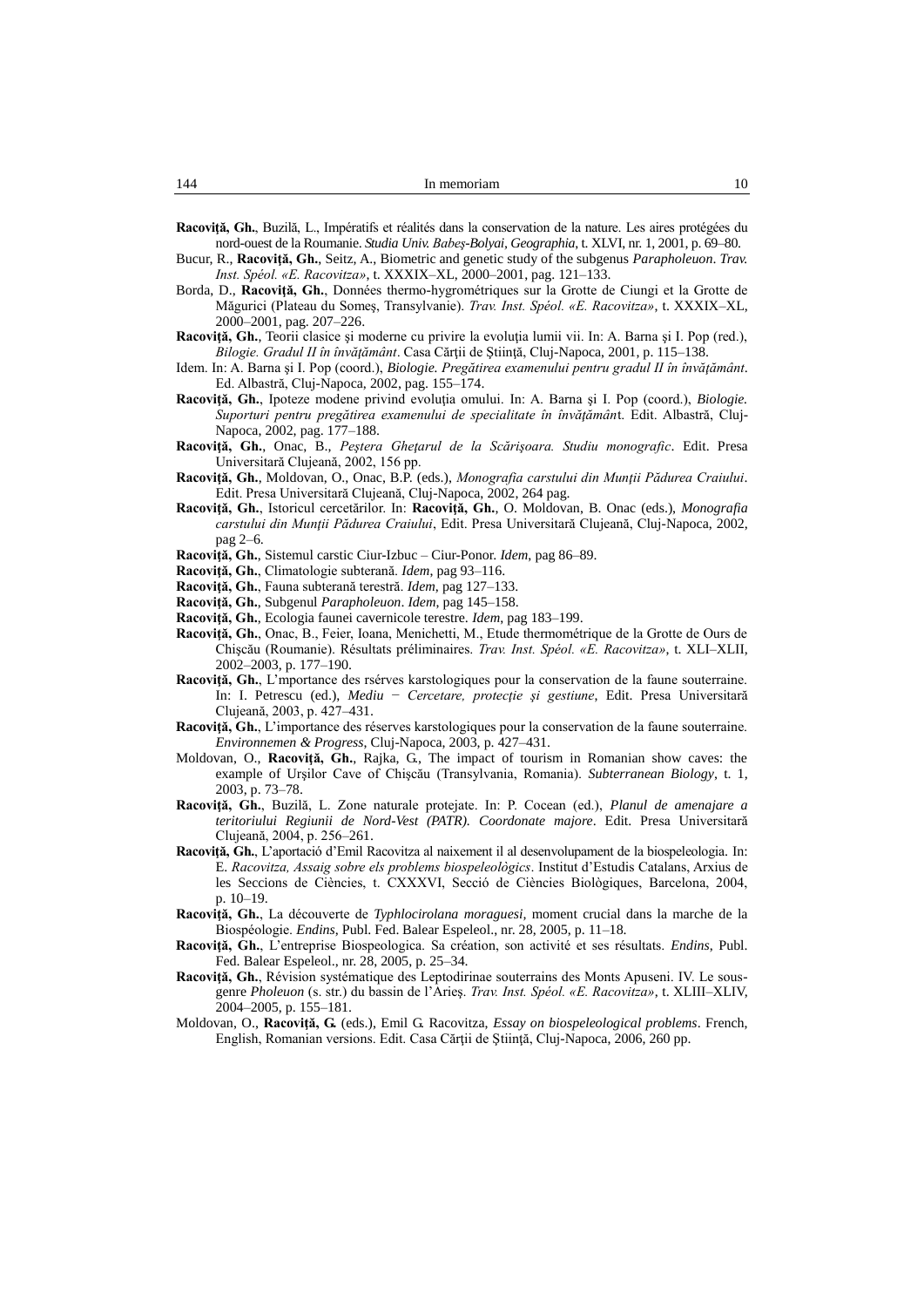**Racoviţă, Gh.**, Buzilă, L., Impératifs et réalités dans la conservation de la nature. Les aires protégées du nord-ouest de la Roumanie. *Studia Univ. Babeş-Bolyai, Geographia*, t. XLVI, nr. 1, 2001, p. 69–80.

Bucur, R., **Racoviţă, Gh.**, Seitz, A., Biometric and genetic study of the subgenus *Parapholeuon*. *Trav. Inst. Spéol. «E. Racovitza»*, t. XXXIX–XL, 2000–2001, pag. 121–133.

Borda, D., **Racoviţă, Gh.**, Données thermo-hygrométriques sur la Grotte de Ciungi et la Grotte de Măgurici (Plateau du Someş, Transylvanie). *Trav. Inst. Spéol. «E. Racovitza»*, t. XXXIX–XL, 2000–2001, pag. 207–226.

**Racoviţă, Gh.**, Teorii clasice şi moderne cu privire la evoluţia lumii vii. In: A. Barna şi I. Pop (red.), *Bilogie. Gradul II în învăţământ*. Casa Cărţii de Ştiinţă, Cluj-Napoca, 2001, p. 115–138.

Idem. In: A. Barna şi I. Pop (coord.), *Biologie. Pregătirea examenului pentru gradul II în învăţământ*. Ed. Albastră, Cluj-Napoca, 2002, pag. 155–174.

**Racoviţă, Gh.**, Ipoteze modene privind evoluţia omului. In: A. Barna şi I. Pop (coord.), *Biologie. Suporturi pentru pregătirea examenului de specialitate în învăţământ*. Edit. Albastră, Cluj-Napoca, 2002, pag. 177–188.

**Racoviţă, Gh.**, Onac, B., *Peştera Gheţarul de la Scărişoara. Studiu monografic*. Edit. Presa Universitară Clujeană, 2002, 156 pp.

**Racoviţă, Gh.**, Moldovan, O., Onac, B.P. (eds.), *Monografia carstului din Munţii Pădurea Craiului*. Edit. Presa Universitară Clujeană, Cluj-Napoca, 2002, 264 pag.

**Racoviţă, Gh.**, Istoricul cercetărilor. In: **Racoviţă, Gh.**, O. Moldovan, B. Onac (eds.), *Monografia carstului din Munţii Pădurea Craiului*, Edit. Presa Universitară Clujeană, Cluj-Napoca, 2002, pag 2–6.

**Racoviţă, Gh.**, Sistemul carstic Ciur-Izbuc – Ciur-Ponor. *Idem*, pag 86–89.

**Racoviţă, Gh.**, Climatologie subterană. *Idem*, pag 93–116.

**Racoviţă, Gh.**, Fauna subterană terestră. *Idem*, pag 127–133.

**Racoviţă, Gh.**, Subgenul *Parapholeuon*. *Idem*, pag 145–158.

**Racoviţă, Gh.**, Ecologia faunei cavernicole terestre. *Idem*, pag 183–199.

**Racoviţă, Gh.**, Onac, B., Feier, Ioana, Menichetti, M., Etude thermométrique de la Grotte de Ours de Chişcău (Roumanie). Résultats préliminaires. *Trav. Inst. Spéol. «E. Racovitza»*, t. XLI–XLII, 2002–2003, p. 177–190.

**Racoviţă, Gh.**, L'mportance des rsérves karstologiques pour la conservation de la faune souterraine. In: I. Petrescu (ed.), *Mediu − Cercetare, protecţie şi gestiune*, Edit. Presa Universitară Clujeană, 2003, p. 427–431.

**Racoviţă, Gh.**, L'importance des réserves karstologiques pour la conservation de la faune souterraine. *Environnemen & Progress*, Cluj-Napoca, 2003, p. 427–431.

Moldovan, O., **Racoviţă, Gh.**, Rajka, G., The impact of tourism in Romanian show caves: the example of Urşilor Cave of Chişcău (Transylvania, Romania). *Subterranean Biology*, t. 1, 2003, p. 73–78.

**Racoviţă, Gh.**, Buzilă, L. Zone naturale protejate. In: P. Cocean (ed.), *Planul de amenajare a teritoriului Regiunii de Nord-Vest (PATR). Coordonate majore*. Edit. Presa Universitară Clujeană, 2004, p. 256–261.

**Racoviţă, Gh.**, L'aportació d'Emil Racovitza al naixement il al desenvolupament de la biospeleologia. In: E. *Racovitza, Assaig sobre els problems biospeleològics*. Institut d'Estudis Catalans, Arxius de les Seccions de Ciències, t. CXXXVI, Secció de Ciències Biològiques, Barcelona, 2004, p. 10–19.

**Racoviţă, Gh.**, La découverte de *Typhlocirolana moraguesi*, moment crucial dans la marche de la Biospéologie. *Endins*, Publ. Fed. Balear Espeleol., nr. 28, 2005, p. 11–18.

**Racoviţă, Gh.**, L'entreprise Biospeologica. Sa création, son activité et ses résultats. *Endins*, Publ. Fed. Balear Espeleol., nr. 28, 2005, p. 25–34.

**Racoviţă, Gh.**, Révision systématique des Leptodirinae souterrains des Monts Apuseni. IV. Le sous-genre *Pholeuon* (s. str.) du bassin de l'Arieş. *Trav. Inst. Spéol. «E. Racovitza»*, t. XLIII–XLIV, 2004–2005, p. 155–181.

Moldovan, O., **Racoviţă, G.** (eds.), Emil G. Racovitza, *Essay on biospeleological problems*. French, English, Romanian versions. Edit. Casa Cărţii de Ştiinţă, Cluj-Napoca, 2006, 260 pp.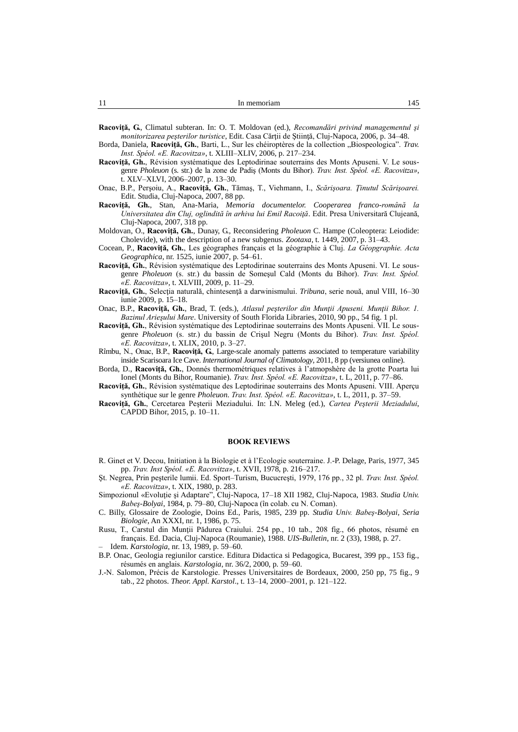**Racoviță, G.**, Climatul subteran. In: O. T. Moldovan (ed.), *Recomandări privind managementul şi monitorizarea peşterilor turistice*, Edit. Casa Cărţii de Ştiinţă, Cluj-Napoca, 2006, p. 34–48.

Borda, Daniela, **Racoviţă, Gh.**, Barti, L., Sur les chéiroptères de la collection „Biospeologica". *Trav. Inst. Spéol. «E. Racovitza»*, t. XLIII–XLIV, 2006, p. 217–234.

**Racoviţă, Gh.**, Révision systématique des Leptodirinae souterrains des Monts Apuseni. V. Le sous-genre *Pholeuon* (s. str.) de la zone de Padiş (Monts du Bihor). *Trav. Inst. Spéol. «E. Racovitza»*, t. XLV–XLVI, 2006–2007, p. 13–30.

Onac, B.P., Perşoiu, A., **Racoviţă, Gh.**, Tămaş, T., Viehmann, I., *Scărişoara. Ţinutul Scărişoarei.* Edit. Studia, Cluj-Napoca, 2007, 88 pp.

**Racoviţă, Gh.**, Stan, Ana-Maria, *Memoria documentelor. Cooperarea franco-română la Universitatea din Cluj, oglindită în arhiva lui Emil Racoiţă*. Edit. Presa Universitară Clujeană, Cluj-Napoca, 2007, 318 pp.

Moldovan, O., **Racoviţă, Gh.**, Dunay, G., Reconsidering *Pholeuon* C. Hampe (Coleoptera: Leiodide: Cholevide), with the description of a new subgenus. *Zootaxa*, t. 1449, 2007, p. 31–43.

Cocean, P., **Racoviţă, Gh.**, Les géographes français et la géographie à Cluj. *La Géopgraphie. Acta Geographica*, nr. 1525, iunie 2007, p. 54–61.

**Racoviţă, Gh.**, Révision systématique des Leptodirinae souterrains des Monts Apuseni. VI. Le sous-genre *Pholeuon* (s. str.) du bassin de Someşul Cald (Monts du Bihor). *Trav. Inst. Spéol. «E. Racovitza»*, t. XLVIII, 2009, p. 11–29.

**Racoviţă, Gh.**, Selecţia naturală, chintesenţă a darwinismului. *Tribuna*, serie nouă, anul VIII, 16–30 iunie 2009, p. 15–18.

Onac, B.P., **Racoviţă, Gh.**, Brad, T. (eds.), *Atlasul peşterilor din Munţii Apuseni. Munţii Bihor. 1. Bazinul Arieşului Mare*. University of South Florida Libraries, 2010, 90 pp., 54 fig. 1 pl.

**Racoviţă, Gh.**, Révision systématique des Leptodirinae souterrains des Monts Apuseni. VII. Le sous-genre *Pholeuon* (s. str.) du bassin de Crişul Negru (Monts du Bihor). *Trav. Inst. Spéol. «E. Racovitza»*, t. XLIX, 2010, p. 3–27.

Rîmbu, N., Onac, B.P., **Racoviţă, G.**, Large-scale anomaly patterns associated to temperature variability inside Scarisoara Ice Cave. *International Journal of Climatology*, 2011, 8 pp (versiunea online).

Borda, D., **Racoviţă, Gh.**, Donnés thermométriques relatives à l'atmopshère de la grotte Poarta lui Ionel (Monts du Bihor, Roumanie). *Trav. Inst. Spéol. «E. Racovitza»*, t. L, 2011, p. 77–86.

**Racoviţă, Gh.**, Révision systématique des Leptodirinae souterrains des Monts Apuseni. VIII. Aperçu synthétique sur le genre *Pholeuon*. *Trav. Inst. Spéol. «E. Racovitza»*, t. L, 2011, p. 37–59.

**Racoviţă, Gh.**, Cercetarea Peşterii Meziadului. In: I.N. Meleg (ed.), *Cartea Peşterii Meziadului*, CAPDD Bihor, 2015, p. 10–11.

## BOOK REVIEWS

R. Ginet et V. Decou, Initiation à la Biologie et à l'Ecologie souterraine. J.-P. Delage, Paris, 1977, 345 pp. *Trav. Inst Spéol. «E. Racovitza»*, t. XVII, 1978, p. 216–217.

Şt. Negrea, Prin peşterile lumii. Ed. Sport–Turism, Bucucreşti, 1979, 176 pp., 32 pl. *Trav. Inst. Spéol. «E. Racovitza»*, t. XIX, 1980, p. 283.

Simpozionul «Evoluţie şi Adaptare", Cluj-Napoca, 17–18 XII 1982, Cluj-Napoca, 1983. *Studia Univ. Babeş-Bolyai*, 1984, p. 79–80, Cluj-Napoca (în colab. cu N. Coman).

C. Billy, Glossaire de Zoologie, Doins Ed., Paris, 1985, 239 pp. *Studia Univ. Babeş-Bolyai, Seria Biologie*, An XXXI, nr. 1, 1986, p. 75.

Rusu, T., Carstul din Munţii Pădurea Craiului. 254 pp., 10 tab., 208 fig., 66 photos, résumé en français. Ed. Dacia, Cluj-Napoca (Roumanie), 1988. *UIS-Bulletin*, nr. 2 (33), 1988, p. 27.

– Idem. *Karstologia*, nr. 13, 1989, p. 59–60.

B.P. Onac, Geologia regiunilor carstice. Editura Didactica si Pedagogica, Bucarest, 399 pp., 153 fig., résumés en anglais. *Karstologia*, nr. 36/2, 2000, p. 59–60.

J.-N. Salomon, Précis de Karstologie. Presses Universitaires de Bordeaux, 2000, 250 pp, 75 fig., 9 tab., 22 photos. *Theor. Appl. Karstol.*, t. 13–14, 2000–2001, p. 121–122.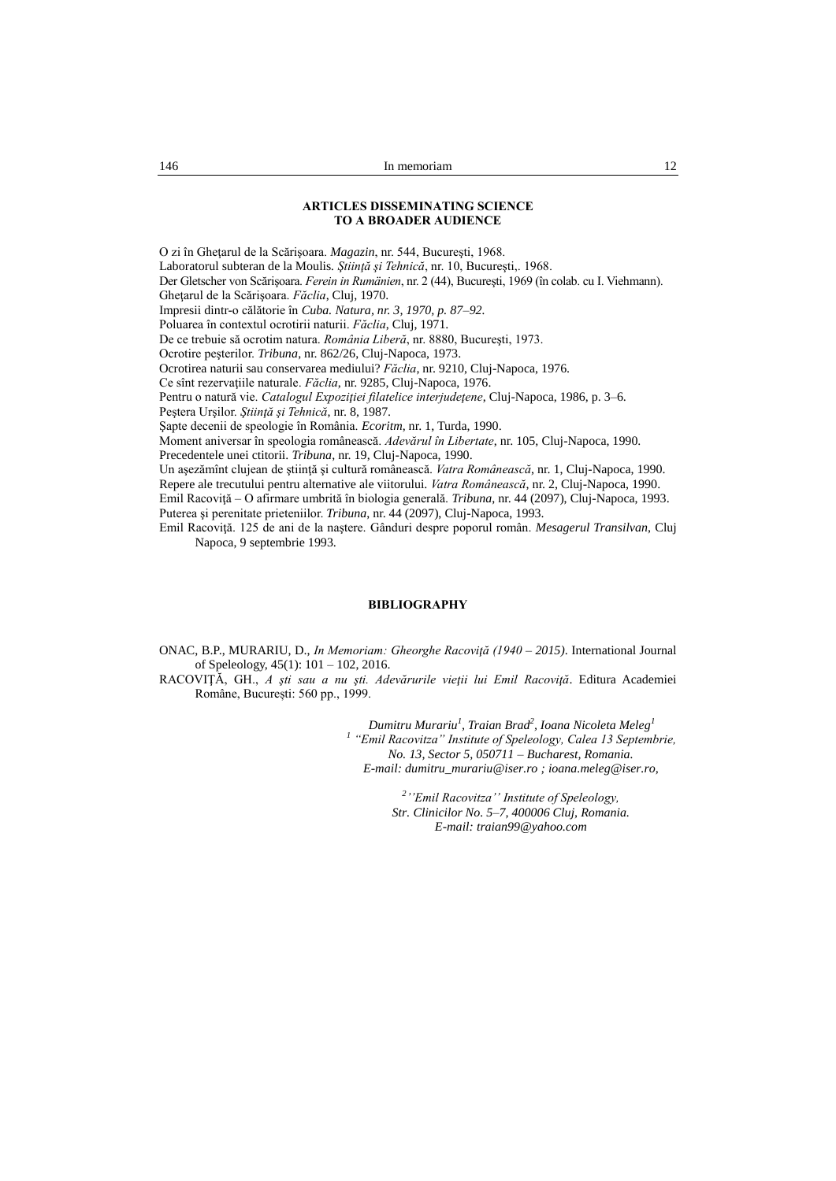## ARTICLES DISSEMINATING SCIENCE TO A BROADER AUDIENCE

O zi în Gheţarul de la Scărişoara. *Magazin*, nr. 544, Bucureşti, 1968.
Laboratorul subteran de la Moulis. *Ştiinţă şi Tehnică*, nr. 10, Bucureşti,. 1968.
Der Gletscher von Scărişoara. *Ferein in Rumänien*, nr. 2 (44), Bucureşti, 1969 (în colab. cu I. Viehmann).
Gheţarul de la Scărişoara. *Făclia*, Cluj, 1970.
Impresii dintr-o călătorie în *Cuba. Natura, nr. 3, 1970, p. 87–92.*
Poluarea în contextul ocrotirii naturii. *Făclia*, Cluj, 1971.
De ce trebuie să ocrotim natura. *România Liberă*, nr. 8880, Bucureşti, 1973.
Ocrotire peşterilor. *Tribuna*, nr. 862/26, Cluj-Napoca, 1973.
Ocrotirea naturii sau conservarea mediului? *Făclia*, nr. 9210, Cluj-Napoca, 1976.
Ce sînt rezervaţiile naturale. *Făclia*, nr. 9285, Cluj-Napoca, 1976.
Pentru o natură vie. *Catalogul Expoziţiei filatelice interjudeţene*, Cluj-Napoca, 1986, p. 3–6.
Peştera Urşilor. *Ştiinţă şi Tehnică*, nr. 8, 1987.
Şapte decenii de speologie în România. *Ecoritm*, nr. 1, Turda, 1990.
Moment aniversar în speologia românească. *Adevărul în Libertate*, nr. 105, Cluj-Napoca, 1990.
Precedentele unei ctitorii. *Tribuna*, nr. 19, Cluj-Napoca, 1990.
Un aşezământ clujean de ştiinţă şi cultură românească. *Vatra Românească*, nr. 1, Cluj-Napoca, 1990.
Repere ale trecutului pentru alternative ale viitorului. *Vatra Românească*, nr. 2, Cluj-Napoca, 1990.
Emil Racoviţă – O afirmare umbrită în biologia generală. *Tribuna*, nr. 44 (2097), Cluj-Napoca, 1993.
Puterea şi perenitate prieteniilor. *Tribuna*, nr. 44 (2097), Cluj-Napoca, 1993.
Emil Racoviţă. 125 de ani de la naştere. Gânduri despre poporul român. *Mesagerul Transilvan*, Cluj Napoca, 9 septembrie 1993.

## BIBLIOGRAPHY

ONAC, B.P., MURARIU, D., *In Memoriam: Gheorghe Racoviţă (1940 – 2015)*. International Journal of Speleology, 45(1): 101 – 102, 2016.

RACOVIŢĂ, GH., *A şti sau a nu şti. Adevărurile vieţii lui Emil Racoviţă*. Editura Academiei Române, Bucureşti: 560 pp., 1999.

*Dumitru Murariu[1], Traian Brad[2], Ioana Nicoleta Meleg[1]*
*[1] "Emil Racovitza" Institute of Speleology, Calea 13 Septembrie, No. 13, Sector 5, 050711 – Bucharest, Romania.*
*E-mail: dumitru_murariu@iser.ro ; ioana.meleg@iser.ro,*

*[2] ''Emil Racovitza'' Institute of Speleology, Str. Clinicilor No. 5–7, 400006 Cluj, Romania.*
*E-mail: traian99@yahoo.com*